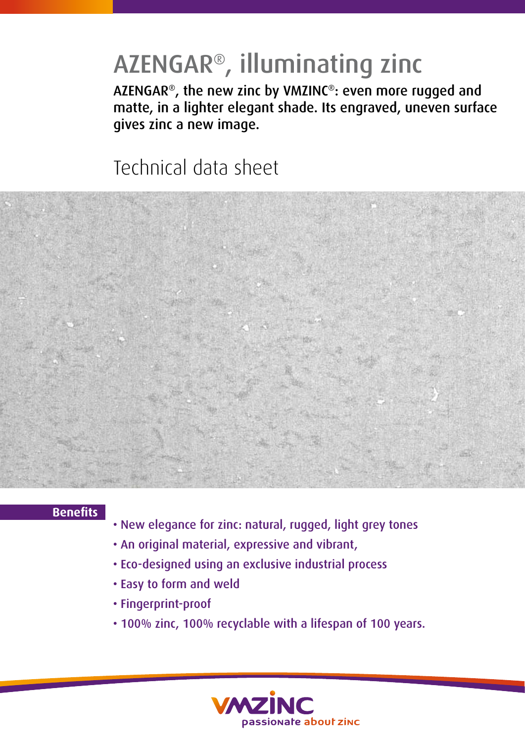# AZENGAR®, illuminating zinc

AZENGAR®, the new zinc by VMZINC®: even more rugged and matte, in a lighter elegant shade. Its engraved, uneven surface gives zinc a new image.

## Technical data sheet

### Benefits

- New elegance for zinc: natural, rugged, light grey tones
- An original material, expressive and vibrant,
- Eco-designed using an exclusive industrial process
- Easy to form and weld
- Fingerprint-proof
- 100% zinc, 100% recyclable with a lifespan of 100 years.

VMZINC
passionate about zinc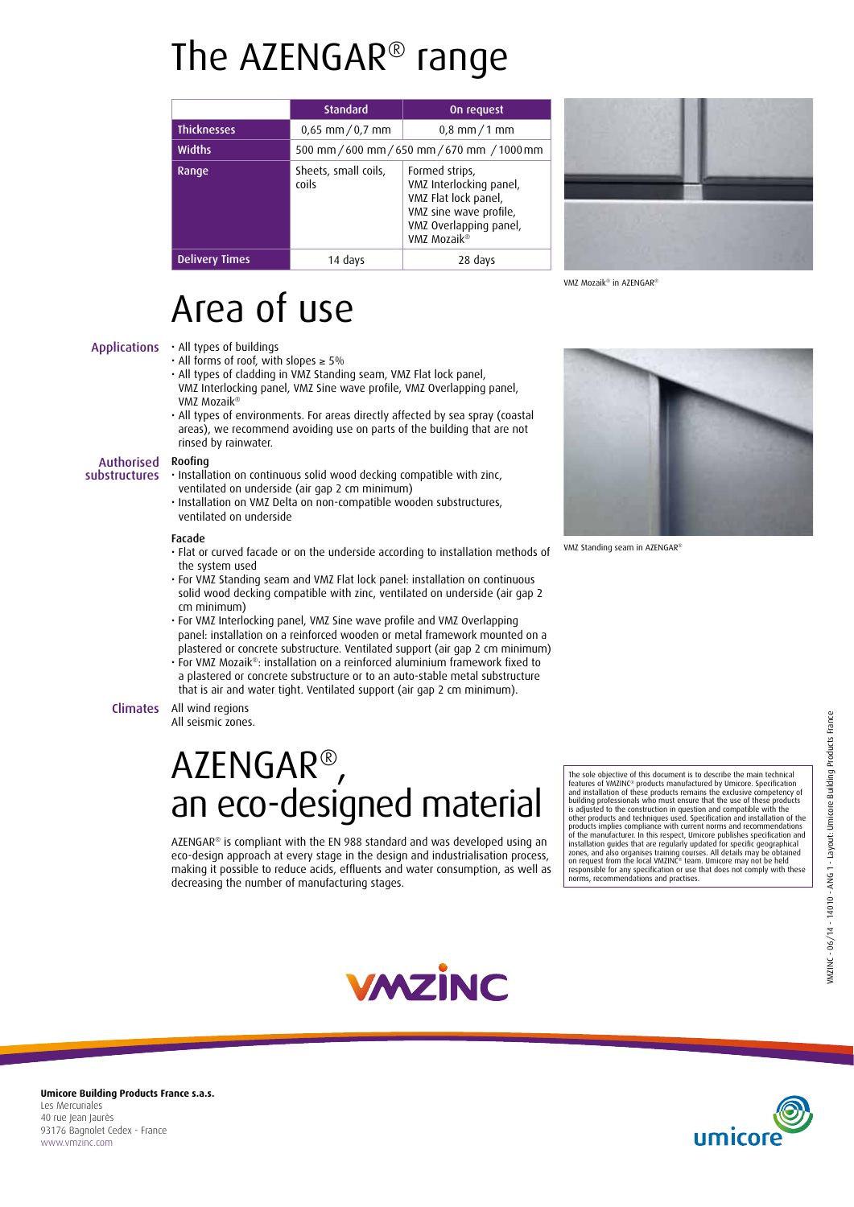# The AZENGAR® range

| | Standard | On request |
|---|---|---|
| Thicknesses | 0,65 mm / 0,7 mm | 0,8 mm / 1 mm |
| Widths | 500 mm / 600 mm / 650 mm / 670 mm / 1000 mm | |
| Range | Sheets, small coils, coils | Formed strips, VMZ Interlocking panel, VMZ Flat lock panel, VMZ sine wave profile, VMZ Overlapping panel, VMZ Mozaik® |
| Delivery Times | 14 days | 28 days |

VMZ Mozaik® in AZENGAR®

# Area of use

**Applications**

- All types of buildings
- All forms of roof, with slopes ≥ 5%
- All types of cladding in VMZ Standing seam, VMZ Flat lock panel, VMZ Interlocking panel, VMZ Sine wave profile, VMZ Overlapping panel, VMZ Mozaik®
- All types of environments. For areas directly affected by sea spray (coastal areas), we recommend avoiding use on parts of the building that are not rinsed by rainwater.

**Authorised substructures**

**Roofing**

- Installation on continuous solid wood decking compatible with zinc, ventilated on underside (air gap 2 cm minimum)
- Installation on VMZ Delta on non-compatible wooden substructures, ventilated on underside

**Facade**

- Flat or curved facade or on the underside according to installation methods of the system used
- For VMZ Standing seam and VMZ Flat lock panel: installation on continuous solid wood decking compatible with zinc, ventilated on underside (air gap 2 cm minimum)
- For VMZ Interlocking panel, VMZ Sine wave profile and VMZ Overlapping panel: installation on a reinforced wooden or metal framework mounted on a plastered or concrete substructure. Ventilated support (air gap 2 cm minimum)
- For VMZ Mozaik®: installation on a reinforced aluminium framework fixed to a plastered or concrete substructure or to an auto-stable metal substructure that is air and water tight. Ventilated support (air gap 2 cm minimum).

**Climates**

All wind regions
All seismic zones.

VMZ Standing seam in AZENGAR®

# AZENGAR®, an eco-designed material

AZENGAR® is compliant with the EN 988 standard and was developed using an eco-design approach at every stage in the design and industrialisation process, making it possible to reduce acids, effluents and water consumption, as well as decreasing the number of manufacturing stages.

The sole objective of this document is to describe the main technical features of VMZINC® products manufactured by Umicore. Specification and installation of these products remains the exclusive competency of building professionals who must ensure that the use of these products is adjusted to the construction in question and compatible with the other products and techniques used. Specification and installation of the products implies compliance with current norms and recommendations of the manufacturer. In this respect, Umicore publishes specification and installation guides that are regularly updated for specific geographical zones, and also organises training courses. All details may be obtained on request from the local VMZINC® team. Umicore may not be held responsible for any specification or use that does not comply with these norms, recommendations and practises.

VMZINC

VMZINC - 06/14 - 14010 - ANG 1 - Layout: Umicore Building Products France

**Umicore Building Products France s.a.s.**
Les Mercuriales
40 rue Jean Jaurès
93176 Bagnolet Cedex - France
www.vmzinc.com

umicore